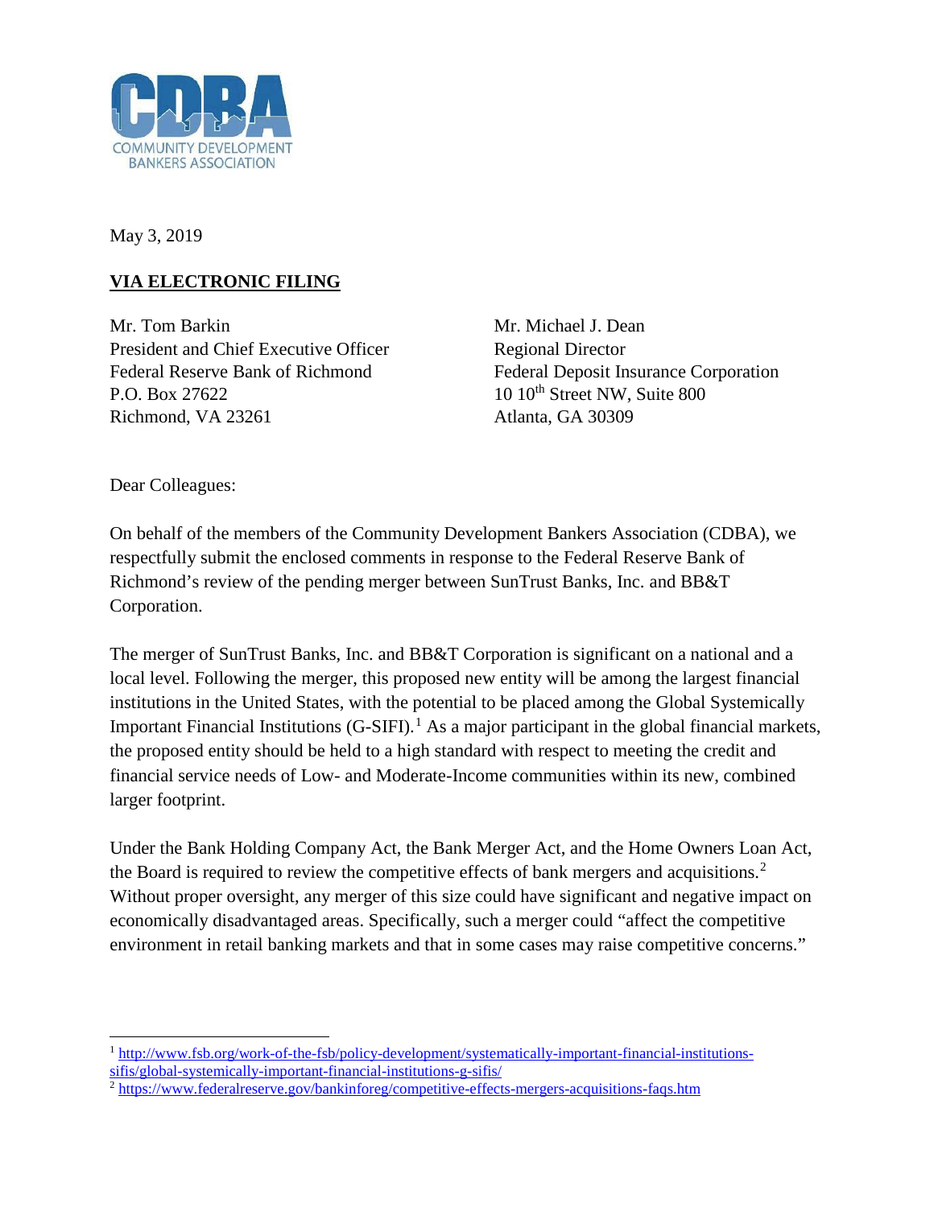COMMUNITY DEVELOPMENT BANKERS ASSOCIATION

May 3, 2019

**VIA ELECTRONIC FILING**

Mr. Tom Barkin
President and Chief Executive Officer
Federal Reserve Bank of Richmond
P.O. Box 27622
Richmond, VA 23261

Mr. Michael J. Dean
Regional Director
Federal Deposit Insurance Corporation
10 10th Street NW, Suite 800
Atlanta, GA 30309

Dear Colleagues:

On behalf of the members of the Community Development Bankers Association (CDBA), we respectfully submit the enclosed comments in response to the Federal Reserve Bank of Richmond's review of the pending merger between SunTrust Banks, Inc. and BB&T Corporation.

The merger of SunTrust Banks, Inc. and BB&T Corporation is significant on a national and a local level. Following the merger, this proposed new entity will be among the largest financial institutions in the United States, with the potential to be placed among the Global Systemically Important Financial Institutions (G-SIFI).[1] As a major participant in the global financial markets, the proposed entity should be held to a high standard with respect to meeting the credit and financial service needs of Low- and Moderate-Income communities within its new, combined larger footprint.

Under the Bank Holding Company Act, the Bank Merger Act, and the Home Owners Loan Act, the Board is required to review the competitive effects of bank mergers and acquisitions.[2] Without proper oversight, any merger of this size could have significant and negative impact on economically disadvantaged areas. Specifically, such a merger could "affect the competitive environment in retail banking markets and that in some cases may raise competitive concerns."

---

[1] http://www.fsb.org/work-of-the-fsb/policy-development/systematically-important-financial-institutions-sifis/global-systemically-important-financial-institutions-g-sifis/

[2] https://www.federalreserve.gov/bankinforeg/competitive-effects-mergers-acquisitions-faqs.htm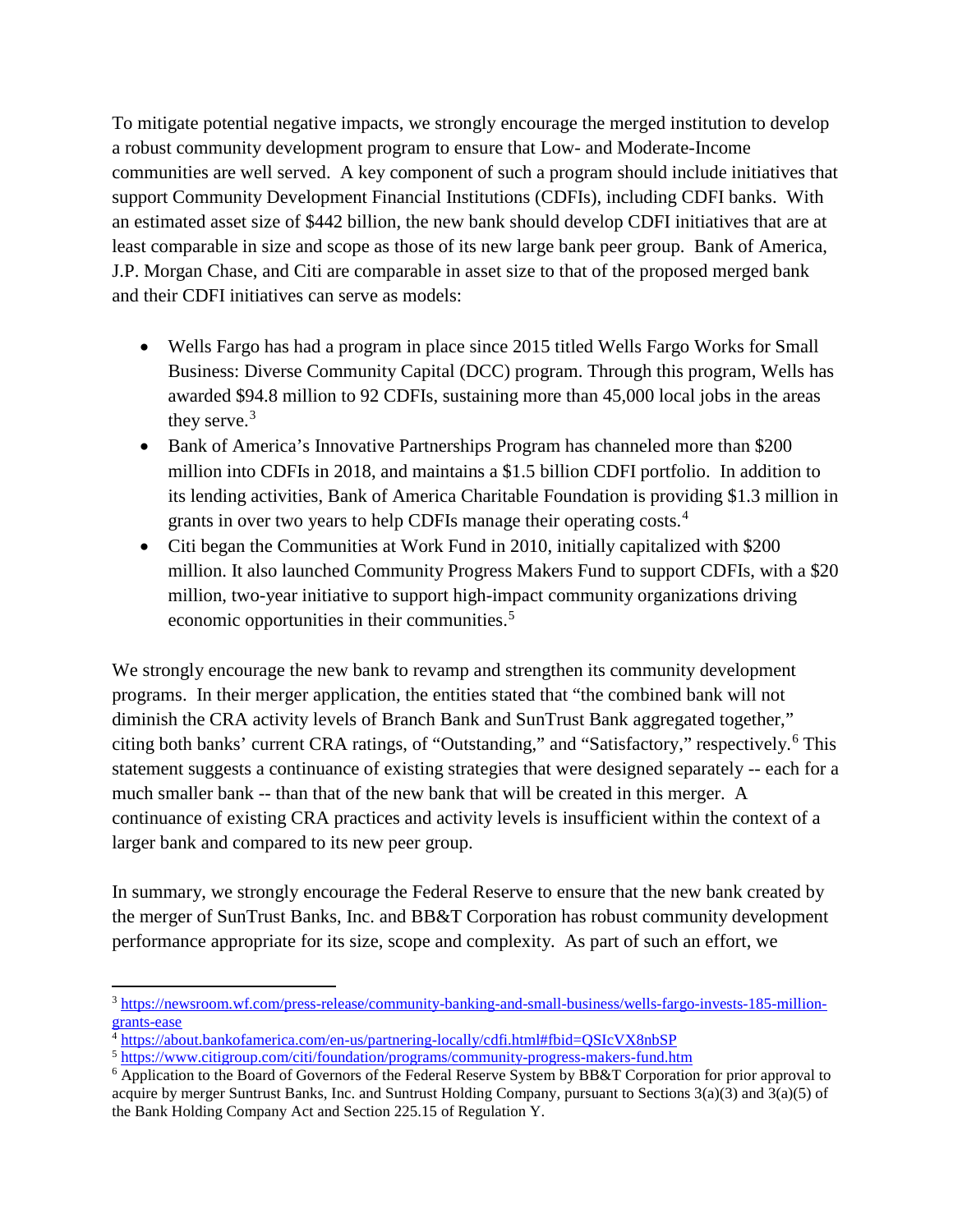To mitigate potential negative impacts, we strongly encourage the merged institution to develop a robust community development program to ensure that Low- and Moderate-Income communities are well served. A key component of such a program should include initiatives that support Community Development Financial Institutions (CDFIs), including CDFI banks. With an estimated asset size of $442 billion, the new bank should develop CDFI initiatives that are at least comparable in size and scope as those of its new large bank peer group. Bank of America, J.P. Morgan Chase, and Citi are comparable in asset size to that of the proposed merged bank and their CDFI initiatives can serve as models:

- Wells Fargo has had a program in place since 2015 titled Wells Fargo Works for Small Business: Diverse Community Capital (DCC) program. Through this program, Wells has awarded $94.8 million to 92 CDFIs, sustaining more than 45,000 local jobs in the areas they serve.[3]
- Bank of America's Innovative Partnerships Program has channeled more than $200 million into CDFIs in 2018, and maintains a $1.5 billion CDFI portfolio. In addition to its lending activities, Bank of America Charitable Foundation is providing $1.3 million in grants in over two years to help CDFIs manage their operating costs.[4]
- Citi began the Communities at Work Fund in 2010, initially capitalized with $200 million. It also launched Community Progress Makers Fund to support CDFIs, with a $20 million, two-year initiative to support high-impact community organizations driving economic opportunities in their communities.[5]

We strongly encourage the new bank to revamp and strengthen its community development programs. In their merger application, the entities stated that "the combined bank will not diminish the CRA activity levels of Branch Bank and SunTrust Bank aggregated together," citing both banks' current CRA ratings, of "Outstanding," and "Satisfactory," respectively.[6] This statement suggests a continuance of existing strategies that were designed separately -- each for a much smaller bank -- than that of the new bank that will be created in this merger. A continuance of existing CRA practices and activity levels is insufficient within the context of a larger bank and compared to its new peer group.

In summary, we strongly encourage the Federal Reserve to ensure that the new bank created by the merger of SunTrust Banks, Inc. and BB&T Corporation has robust community development performance appropriate for its size, scope and complexity. As part of such an effort, we

---

[3] https://newsroom.wf.com/press-release/community-banking-and-small-business/wells-fargo-invests-185-million-grants-ease

[4] https://about.bankofamerica.com/en-us/partnering-locally/cdfi.html#fbid=QSIcVX8nbSP

[5] https://www.citigroup.com/citi/foundation/programs/community-progress-makers-fund.htm

[6] Application to the Board of Governors of the Federal Reserve System by BB&T Corporation for prior approval to acquire by merger Suntrust Banks, Inc. and Suntrust Holding Company, pursuant to Sections 3(a)(3) and 3(a)(5) of the Bank Holding Company Act and Section 225.15 of Regulation Y.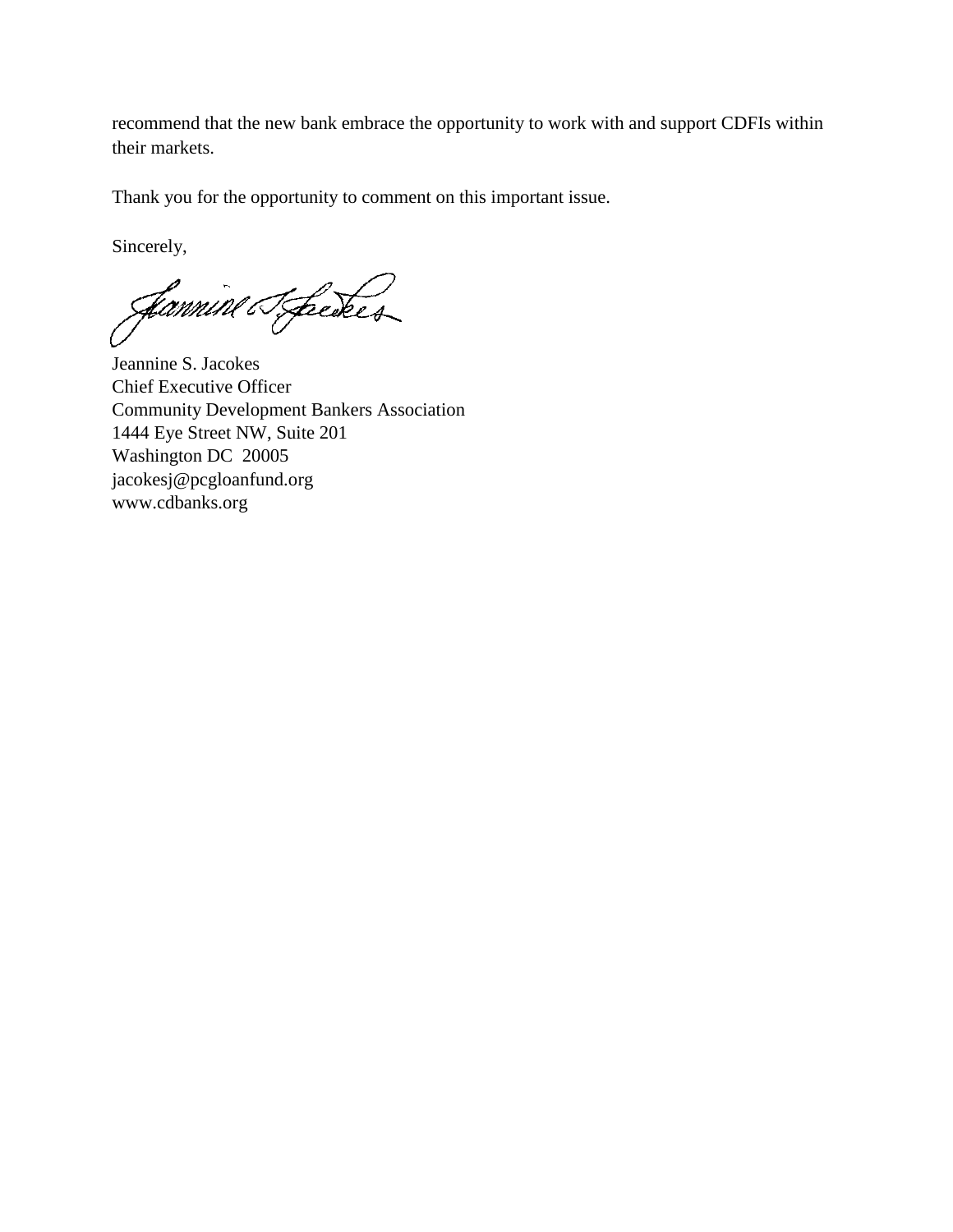recommend that the new bank embrace the opportunity to work with and support CDFIs within their markets.

Thank you for the opportunity to comment on this important issue.

Sincerely,

Jeannine S. Jacokes  
Chief Executive Officer  
Community Development Bankers Association  
1444 Eye Street NW, Suite 201  
Washington DC 20005  
jacokesj@pcgloanfund.org  
www.cdbanks.org